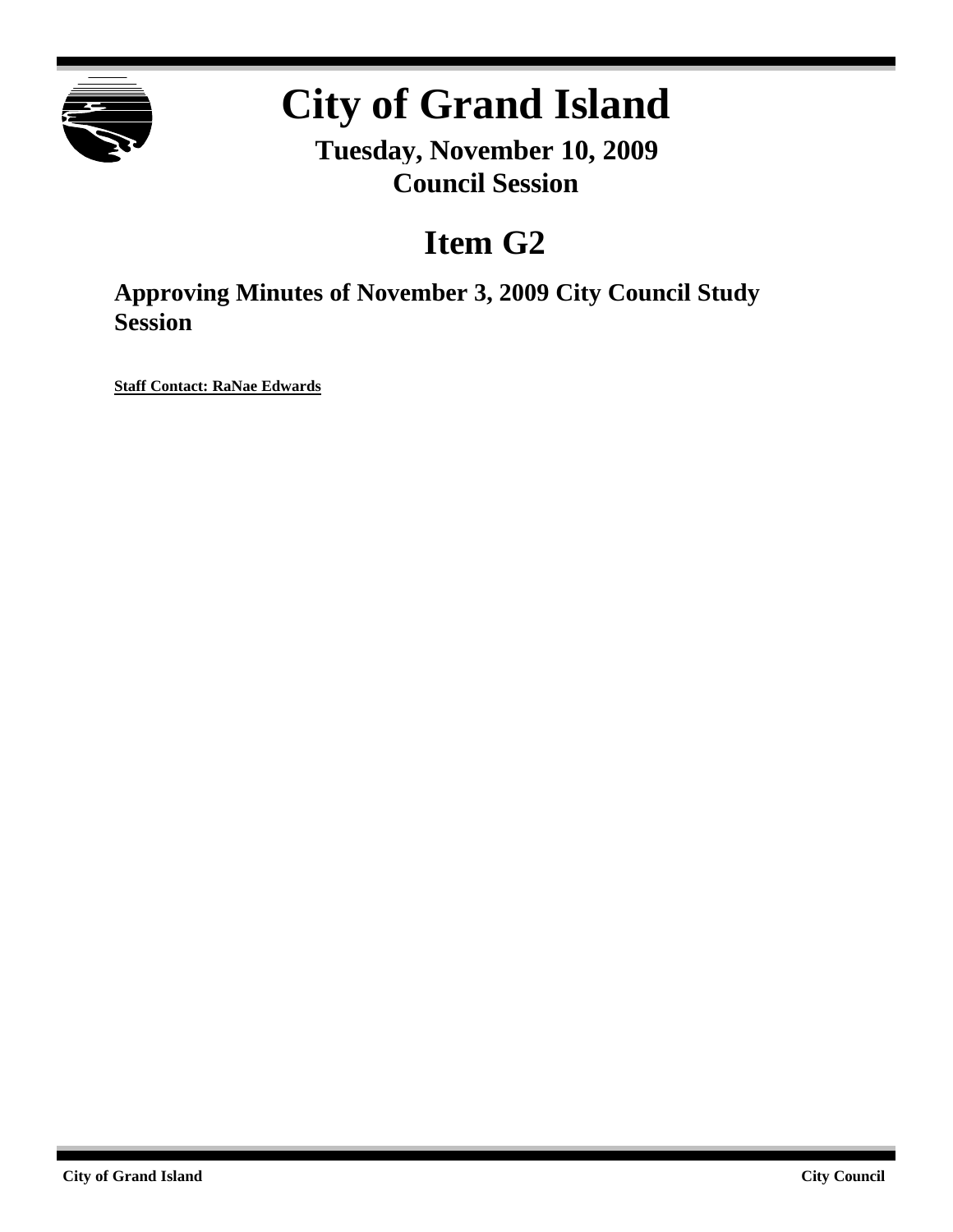# City of Grand Island

**Tuesday, November 10, 2009**
**Council Session**

## Item G2

### Approving Minutes of November 3, 2009 City Council Study Session

**Staff Contact: RaNae Edwards**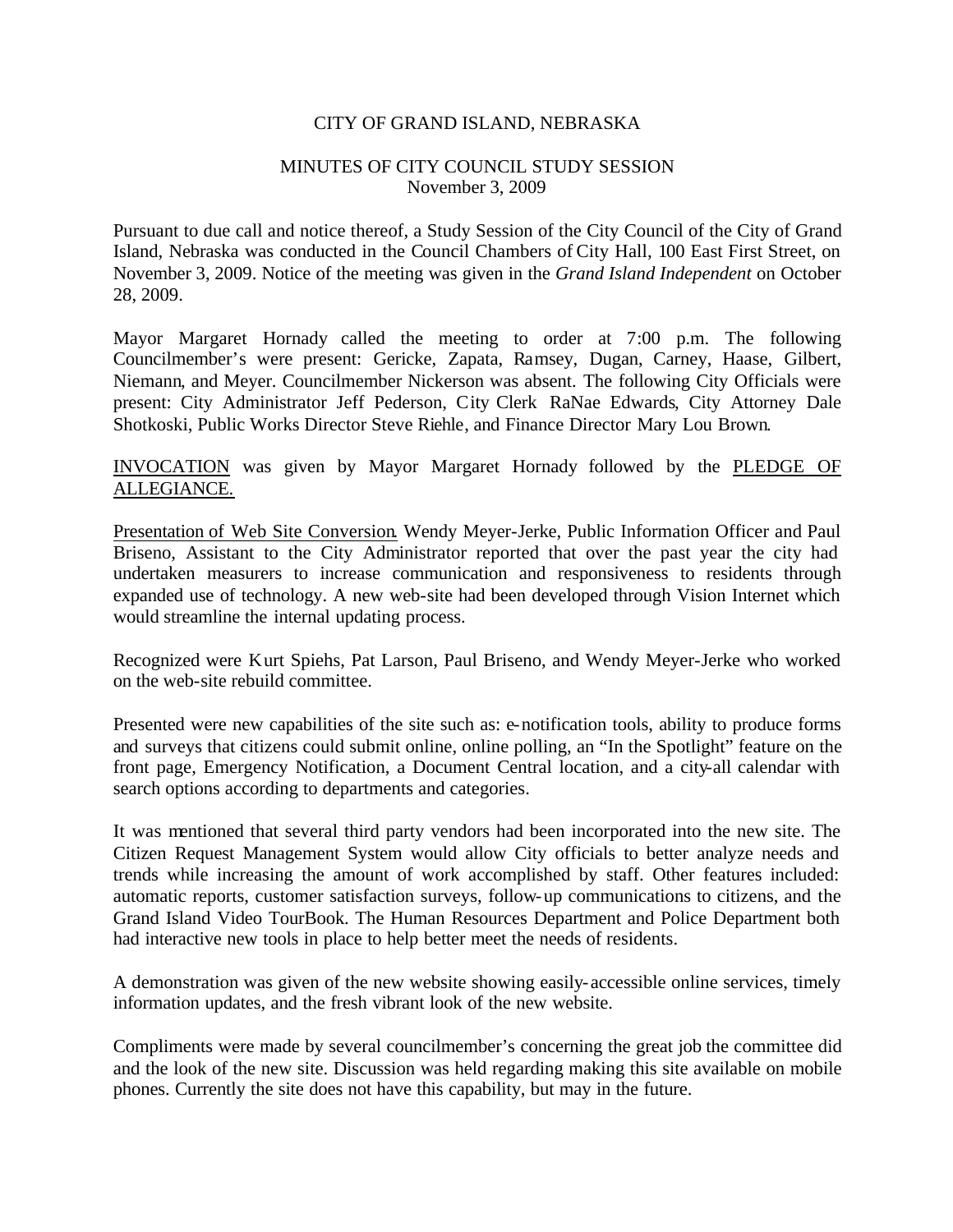CITY OF GRAND ISLAND, NEBRASKA

MINUTES OF CITY COUNCIL STUDY SESSION
November 3, 2009

Pursuant to due call and notice thereof, a Study Session of the City Council of the City of Grand Island, Nebraska was conducted in the Council Chambers of City Hall, 100 East First Street, on November 3, 2009. Notice of the meeting was given in the *Grand Island Independent* on October 28, 2009.

Mayor Margaret Hornady called the meeting to order at 7:00 p.m. The following Councilmember's were present: Gericke, Zapata, Ramsey, Dugan, Carney, Haase, Gilbert, Niemann, and Meyer. Councilmember Nickerson was absent. The following City Officials were present: City Administrator Jeff Pederson, City Clerk RaNae Edwards, City Attorney Dale Shotkoski, Public Works Director Steve Riehle, and Finance Director Mary Lou Brown.

<u>INVOCATION</u> was given by Mayor Margaret Hornady followed by the <u>PLEDGE OF ALLEGIANCE.</u>

<u>Presentation of Web Site Conversion</u>. Wendy Meyer-Jerke, Public Information Officer and Paul Briseno, Assistant to the City Administrator reported that over the past year the city had undertaken measurers to increase communication and responsiveness to residents through expanded use of technology. A new web-site had been developed through Vision Internet which would streamline the internal updating process.

Recognized were Kurt Spiehs, Pat Larson, Paul Briseno, and Wendy Meyer-Jerke who worked on the web-site rebuild committee.

Presented were new capabilities of the site such as: e-notification tools, ability to produce forms and surveys that citizens could submit online, online polling, an "In the Spotlight" feature on the front page, Emergency Notification, a Document Central location, and a city-all calendar with search options according to departments and categories.

It was mentioned that several third party vendors had been incorporated into the new site. The Citizen Request Management System would allow City officials to better analyze needs and trends while increasing the amount of work accomplished by staff. Other features included: automatic reports, customer satisfaction surveys, follow-up communications to citizens, and the Grand Island Video TourBook. The Human Resources Department and Police Department both had interactive new tools in place to help better meet the needs of residents.

A demonstration was given of the new website showing easily-accessible online services, timely information updates, and the fresh vibrant look of the new website.

Compliments were made by several councilmember's concerning the great job the committee did and the look of the new site. Discussion was held regarding making this site available on mobile phones. Currently the site does not have this capability, but may in the future.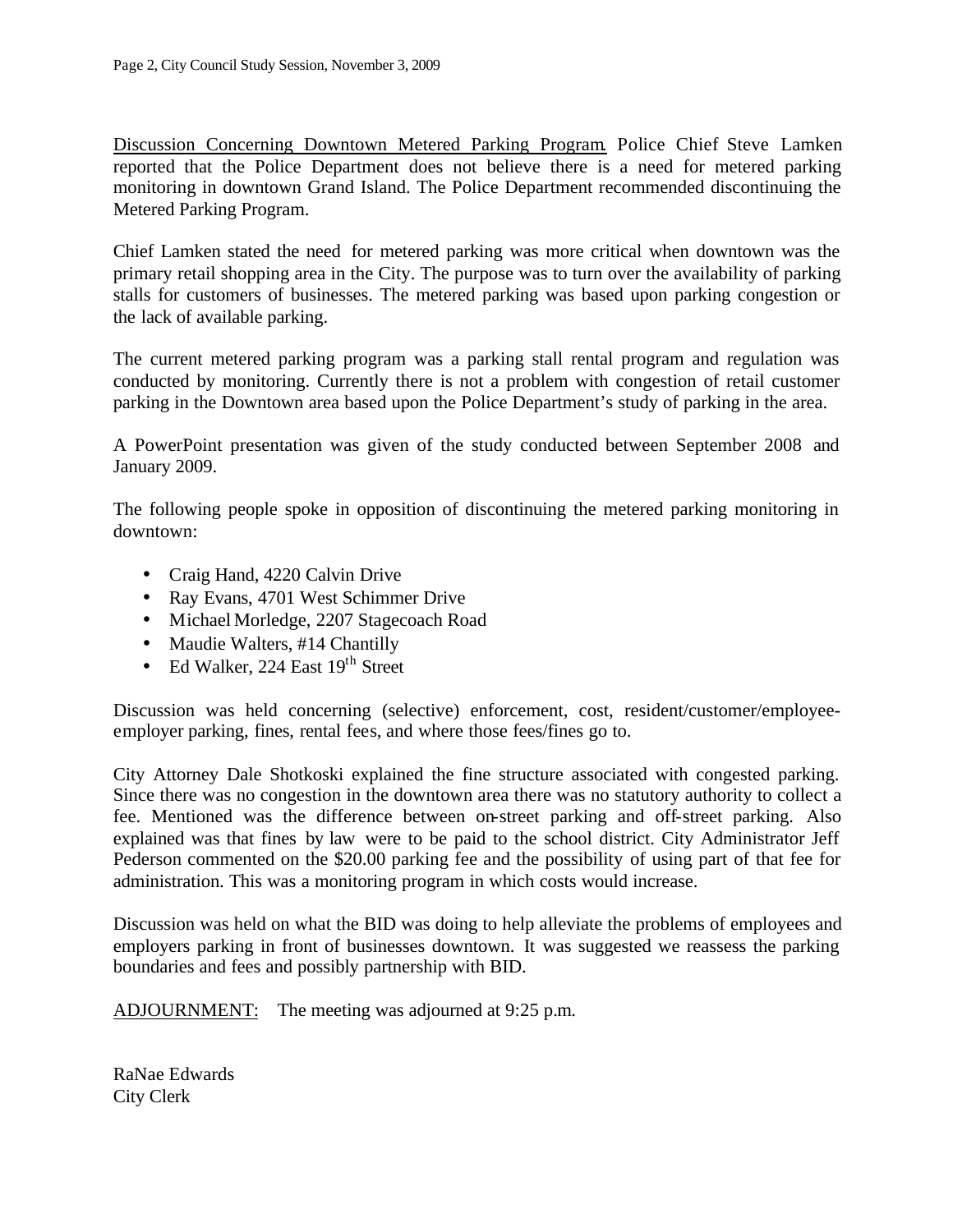Discussion Concerning Downtown Metered Parking Program. Police Chief Steve Lamken reported that the Police Department does not believe there is a need for metered parking monitoring in downtown Grand Island. The Police Department recommended discontinuing the Metered Parking Program.

Chief Lamken stated the need for metered parking was more critical when downtown was the primary retail shopping area in the City. The purpose was to turn over the availability of parking stalls for customers of businesses. The metered parking was based upon parking congestion or the lack of available parking.

The current metered parking program was a parking stall rental program and regulation was conducted by monitoring. Currently there is not a problem with congestion of retail customer parking in the Downtown area based upon the Police Department's study of parking in the area.

A PowerPoint presentation was given of the study conducted between September 2008 and January 2009.

The following people spoke in opposition of discontinuing the metered parking monitoring in downtown:

- Craig Hand, 4220 Calvin Drive
- Ray Evans, 4701 West Schimmer Drive
- Michael Morledge, 2207 Stagecoach Road
- Maudie Walters, #14 Chantilly
- Ed Walker, 224 East 19th Street

Discussion was held concerning (selective) enforcement, cost, resident/customer/employee-employer parking, fines, rental fees, and where those fees/fines go to.

City Attorney Dale Shotkoski explained the fine structure associated with congested parking. Since there was no congestion in the downtown area there was no statutory authority to collect a fee. Mentioned was the difference between on-street parking and off-street parking. Also explained was that fines by law were to be paid to the school district. City Administrator Jeff Pederson commented on the $20.00 parking fee and the possibility of using part of that fee for administration. This was a monitoring program in which costs would increase.

Discussion was held on what the BID was doing to help alleviate the problems of employees and employers parking in front of businesses downtown. It was suggested we reassess the parking boundaries and fees and possibly partnership with BID.

ADJOURNMENT: The meeting was adjourned at 9:25 p.m.

RaNae Edwards
City Clerk